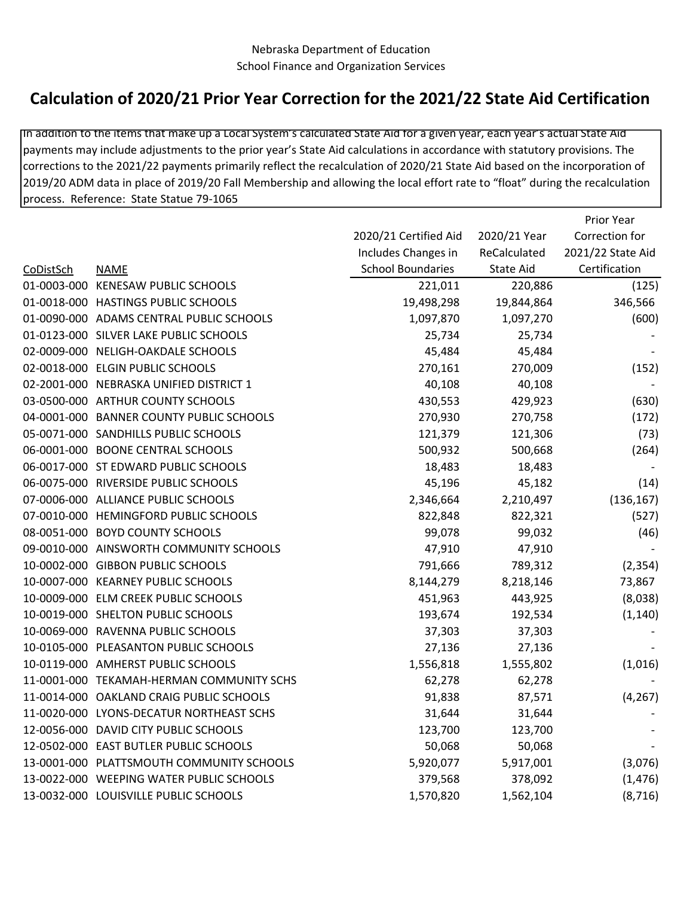Nebraska Department of Education
School Finance and Organization Services

# Calculation of 2020/21 Prior Year Correction for the 2021/22 State Aid Certification

In addition to the items that make up a Local System's calculated State Aid for a given year, each year's actual State Aid payments may include adjustments to the prior year's State Aid calculations in accordance with statutory provisions. The corrections to the 2021/22 payments primarily reflect the recalculation of 2020/21 State Aid based on the incorporation of 2019/20 ADM data in place of 2019/20 Fall Membership and allowing the local effort rate to "float" during the recalculation process. Reference: State Statue 79-1065

| CoDistSch | NAME | 2020/21 Certified Aid Includes Changes in School Boundaries | 2020/21 Year ReCalculated State Aid | Prior Year Correction for 2021/22 State Aid Certification |
|---|---|---|---|---|
| 01-0003-000 | KENESAW PUBLIC SCHOOLS | 221,011 | 220,886 | (125) |
| 01-0018-000 | HASTINGS PUBLIC SCHOOLS | 19,498,298 | 19,844,864 | 346,566 |
| 01-0090-000 | ADAMS CENTRAL PUBLIC SCHOOLS | 1,097,870 | 1,097,270 | (600) |
| 01-0123-000 | SILVER LAKE PUBLIC SCHOOLS | 25,734 | 25,734 | - |
| 02-0009-000 | NELIGH-OAKDALE SCHOOLS | 45,484 | 45,484 | - |
| 02-0018-000 | ELGIN PUBLIC SCHOOLS | 270,161 | 270,009 | (152) |
| 02-2001-000 | NEBRASKA UNIFIED DISTRICT 1 | 40,108 | 40,108 | - |
| 03-0500-000 | ARTHUR COUNTY SCHOOLS | 430,553 | 429,923 | (630) |
| 04-0001-000 | BANNER COUNTY PUBLIC SCHOOLS | 270,930 | 270,758 | (172) |
| 05-0071-000 | SANDHILLS PUBLIC SCHOOLS | 121,379 | 121,306 | (73) |
| 06-0001-000 | BOONE CENTRAL SCHOOLS | 500,932 | 500,668 | (264) |
| 06-0017-000 | ST EDWARD PUBLIC SCHOOLS | 18,483 | 18,483 | - |
| 06-0075-000 | RIVERSIDE PUBLIC SCHOOLS | 45,196 | 45,182 | (14) |
| 07-0006-000 | ALLIANCE PUBLIC SCHOOLS | 2,346,664 | 2,210,497 | (136,167) |
| 07-0010-000 | HEMINGFORD PUBLIC SCHOOLS | 822,848 | 822,321 | (527) |
| 08-0051-000 | BOYD COUNTY SCHOOLS | 99,078 | 99,032 | (46) |
| 09-0010-000 | AINSWORTH COMMUNITY SCHOOLS | 47,910 | 47,910 | - |
| 10-0002-000 | GIBBON PUBLIC SCHOOLS | 791,666 | 789,312 | (2,354) |
| 10-0007-000 | KEARNEY PUBLIC SCHOOLS | 8,144,279 | 8,218,146 | 73,867 |
| 10-0009-000 | ELM CREEK PUBLIC SCHOOLS | 451,963 | 443,925 | (8,038) |
| 10-0019-000 | SHELTON PUBLIC SCHOOLS | 193,674 | 192,534 | (1,140) |
| 10-0069-000 | RAVENNA PUBLIC SCHOOLS | 37,303 | 37,303 | - |
| 10-0105-000 | PLEASANTON PUBLIC SCHOOLS | 27,136 | 27,136 | - |
| 10-0119-000 | AMHERST PUBLIC SCHOOLS | 1,556,818 | 1,555,802 | (1,016) |
| 11-0001-000 | TEKAMAH-HERMAN COMMUNITY SCHS | 62,278 | 62,278 | - |
| 11-0014-000 | OAKLAND CRAIG PUBLIC SCHOOLS | 91,838 | 87,571 | (4,267) |
| 11-0020-000 | LYONS-DECATUR NORTHEAST SCHS | 31,644 | 31,644 | - |
| 12-0056-000 | DAVID CITY PUBLIC SCHOOLS | 123,700 | 123,700 | - |
| 12-0502-000 | EAST BUTLER PUBLIC SCHOOLS | 50,068 | 50,068 | - |
| 13-0001-000 | PLATTSMOUTH COMMUNITY SCHOOLS | 5,920,077 | 5,917,001 | (3,076) |
| 13-0022-000 | WEEPING WATER PUBLIC SCHOOLS | 379,568 | 378,092 | (1,476) |
| 13-0032-000 | LOUISVILLE PUBLIC SCHOOLS | 1,570,820 | 1,562,104 | (8,716) |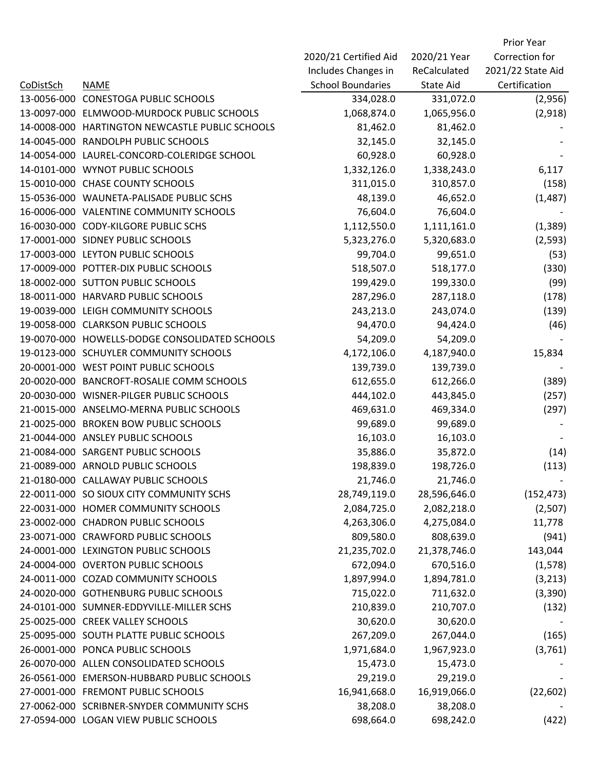| CoDistSch | NAME | 2020/21 Certified Aid Includes Changes in School Boundaries | 2020/21 Year ReCalculated State Aid | Prior Year Correction for 2021/22 State Aid Certification |
|---|---|---|---|---|
| 13-0056-000 | CONESTOGA PUBLIC SCHOOLS | 334,028.0 | 331,072.0 | (2,956) |
| 13-0097-000 | ELMWOOD-MURDOCK PUBLIC SCHOOLS | 1,068,874.0 | 1,065,956.0 | (2,918) |
| 14-0008-000 | HARTINGTON NEWCASTLE PUBLIC SCHOOLS | 81,462.0 | 81,462.0 | - |
| 14-0045-000 | RANDOLPH PUBLIC SCHOOLS | 32,145.0 | 32,145.0 | - |
| 14-0054-000 | LAUREL-CONCORD-COLERIDGE SCHOOL | 60,928.0 | 60,928.0 | - |
| 14-0101-000 | WYNOT PUBLIC SCHOOLS | 1,332,126.0 | 1,338,243.0 | 6,117 |
| 15-0010-000 | CHASE COUNTY SCHOOLS | 311,015.0 | 310,857.0 | (158) |
| 15-0536-000 | WAUNETA-PALISADE PUBLIC SCHS | 48,139.0 | 46,652.0 | (1,487) |
| 16-0006-000 | VALENTINE COMMUNITY SCHOOLS | 76,604.0 | 76,604.0 | - |
| 16-0030-000 | CODY-KILGORE PUBLIC SCHS | 1,112,550.0 | 1,111,161.0 | (1,389) |
| 17-0001-000 | SIDNEY PUBLIC SCHOOLS | 5,323,276.0 | 5,320,683.0 | (2,593) |
| 17-0003-000 | LEYTON PUBLIC SCHOOLS | 99,704.0 | 99,651.0 | (53) |
| 17-0009-000 | POTTER-DIX PUBLIC SCHOOLS | 518,507.0 | 518,177.0 | (330) |
| 18-0002-000 | SUTTON PUBLIC SCHOOLS | 199,429.0 | 199,330.0 | (99) |
| 18-0011-000 | HARVARD PUBLIC SCHOOLS | 287,296.0 | 287,118.0 | (178) |
| 19-0039-000 | LEIGH COMMUNITY SCHOOLS | 243,213.0 | 243,074.0 | (139) |
| 19-0058-000 | CLARKSON PUBLIC SCHOOLS | 94,470.0 | 94,424.0 | (46) |
| 19-0070-000 | HOWELLS-DODGE CONSOLIDATED SCHOOLS | 54,209.0 | 54,209.0 | - |
| 19-0123-000 | SCHUYLER COMMUNITY SCHOOLS | 4,172,106.0 | 4,187,940.0 | 15,834 |
| 20-0001-000 | WEST POINT PUBLIC SCHOOLS | 139,739.0 | 139,739.0 | - |
| 20-0020-000 | BANCROFT-ROSALIE COMM SCHOOLS | 612,655.0 | 612,266.0 | (389) |
| 20-0030-000 | WISNER-PILGER PUBLIC SCHOOLS | 444,102.0 | 443,845.0 | (257) |
| 21-0015-000 | ANSELMO-MERNA PUBLIC SCHOOLS | 469,631.0 | 469,334.0 | (297) |
| 21-0025-000 | BROKEN BOW PUBLIC SCHOOLS | 99,689.0 | 99,689.0 | - |
| 21-0044-000 | ANSLEY PUBLIC SCHOOLS | 16,103.0 | 16,103.0 | - |
| 21-0084-000 | SARGENT PUBLIC SCHOOLS | 35,886.0 | 35,872.0 | (14) |
| 21-0089-000 | ARNOLD PUBLIC SCHOOLS | 198,839.0 | 198,726.0 | (113) |
| 21-0180-000 | CALLAWAY PUBLIC SCHOOLS | 21,746.0 | 21,746.0 | - |
| 22-0011-000 | SO SIOUX CITY COMMUNITY SCHS | 28,749,119.0 | 28,596,646.0 | (152,473) |
| 22-0031-000 | HOMER COMMUNITY SCHOOLS | 2,084,725.0 | 2,082,218.0 | (2,507) |
| 23-0002-000 | CHADRON PUBLIC SCHOOLS | 4,263,306.0 | 4,275,084.0 | 11,778 |
| 23-0071-000 | CRAWFORD PUBLIC SCHOOLS | 809,580.0 | 808,639.0 | (941) |
| 24-0001-000 | LEXINGTON PUBLIC SCHOOLS | 21,235,702.0 | 21,378,746.0 | 143,044 |
| 24-0004-000 | OVERTON PUBLIC SCHOOLS | 672,094.0 | 670,516.0 | (1,578) |
| 24-0011-000 | COZAD COMMUNITY SCHOOLS | 1,897,994.0 | 1,894,781.0 | (3,213) |
| 24-0020-000 | GOTHENBURG PUBLIC SCHOOLS | 715,022.0 | 711,632.0 | (3,390) |
| 24-0101-000 | SUMNER-EDDYVILLE-MILLER SCHS | 210,839.0 | 210,707.0 | (132) |
| 25-0025-000 | CREEK VALLEY SCHOOLS | 30,620.0 | 30,620.0 | - |
| 25-0095-000 | SOUTH PLATTE PUBLIC SCHOOLS | 267,209.0 | 267,044.0 | (165) |
| 26-0001-000 | PONCA PUBLIC SCHOOLS | 1,971,684.0 | 1,967,923.0 | (3,761) |
| 26-0070-000 | ALLEN CONSOLIDATED SCHOOLS | 15,473.0 | 15,473.0 | - |
| 26-0561-000 | EMERSON-HUBBARD PUBLIC SCHOOLS | 29,219.0 | 29,219.0 | - |
| 27-0001-000 | FREMONT PUBLIC SCHOOLS | 16,941,668.0 | 16,919,066.0 | (22,602) |
| 27-0062-000 | SCRIBNER-SNYDER COMMUNITY SCHS | 38,208.0 | 38,208.0 | - |
| 27-0594-000 | LOGAN VIEW PUBLIC SCHOOLS | 698,664.0 | 698,242.0 | (422) |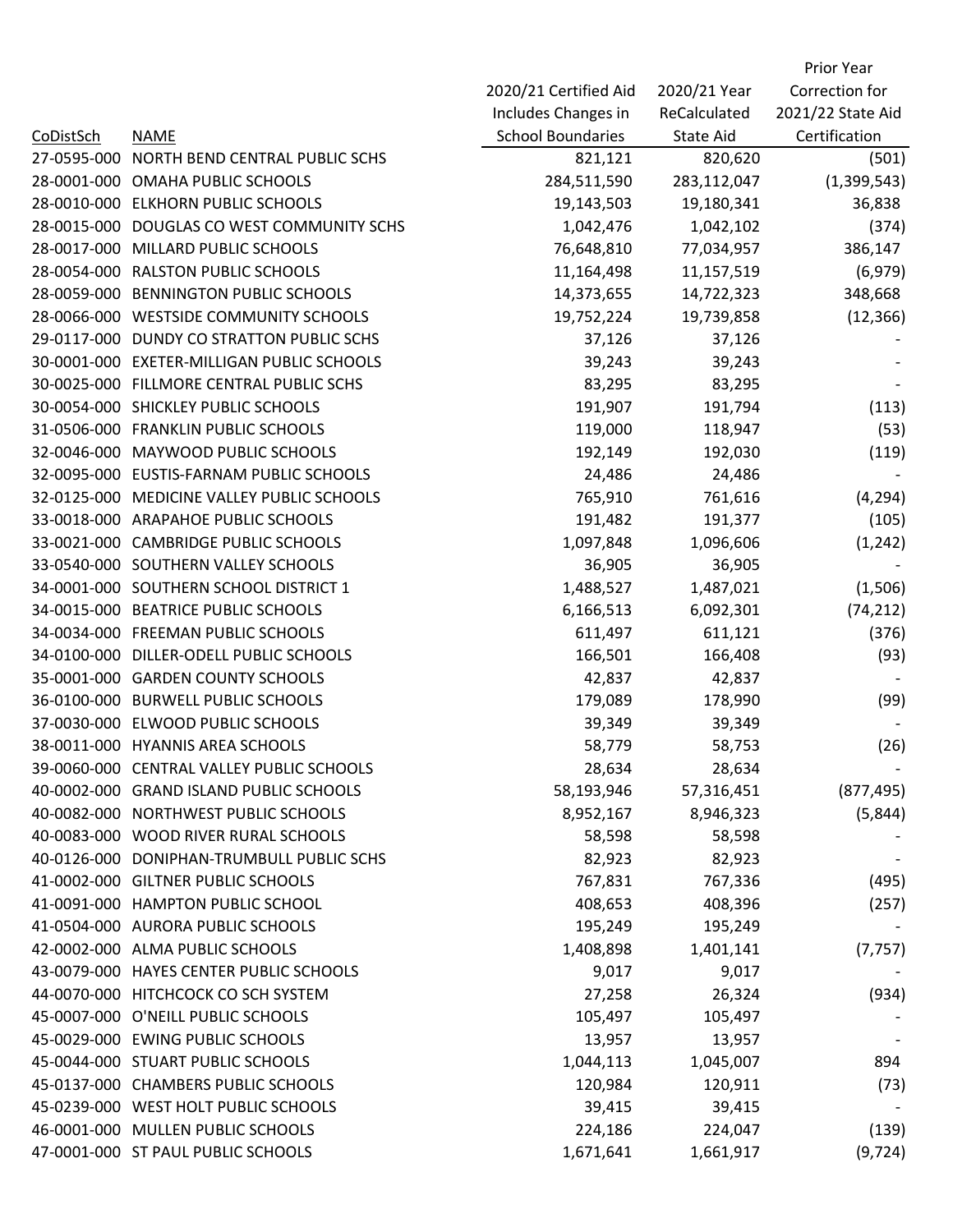| CoDistSch | NAME | 2020/21 Certified Aid Includes Changes in School Boundaries | 2020/21 Year ReCalculated State Aid | Prior Year Correction for 2021/22 State Aid Certification |
|---|---|---|---|---|
| 27-0595-000 | NORTH BEND CENTRAL PUBLIC SCHS | 821,121 | 820,620 | (501) |
| 28-0001-000 | OMAHA PUBLIC SCHOOLS | 284,511,590 | 283,112,047 | (1,399,543) |
| 28-0010-000 | ELKHORN PUBLIC SCHOOLS | 19,143,503 | 19,180,341 | 36,838 |
| 28-0015-000 | DOUGLAS CO WEST COMMUNITY SCHS | 1,042,476 | 1,042,102 | (374) |
| 28-0017-000 | MILLARD PUBLIC SCHOOLS | 76,648,810 | 77,034,957 | 386,147 |
| 28-0054-000 | RALSTON PUBLIC SCHOOLS | 11,164,498 | 11,157,519 | (6,979) |
| 28-0059-000 | BENNINGTON PUBLIC SCHOOLS | 14,373,655 | 14,722,323 | 348,668 |
| 28-0066-000 | WESTSIDE COMMUNITY SCHOOLS | 19,752,224 | 19,739,858 | (12,366) |
| 29-0117-000 | DUNDY CO STRATTON PUBLIC SCHS | 37,126 | 37,126 | - |
| 30-0001-000 | EXETER-MILLIGAN PUBLIC SCHOOLS | 39,243 | 39,243 | - |
| 30-0025-000 | FILLMORE CENTRAL PUBLIC SCHS | 83,295 | 83,295 | - |
| 30-0054-000 | SHICKLEY PUBLIC SCHOOLS | 191,907 | 191,794 | (113) |
| 31-0506-000 | FRANKLIN PUBLIC SCHOOLS | 119,000 | 118,947 | (53) |
| 32-0046-000 | MAYWOOD PUBLIC SCHOOLS | 192,149 | 192,030 | (119) |
| 32-0095-000 | EUSTIS-FARNAM PUBLIC SCHOOLS | 24,486 | 24,486 | - |
| 32-0125-000 | MEDICINE VALLEY PUBLIC SCHOOLS | 765,910 | 761,616 | (4,294) |
| 33-0018-000 | ARAPAHOE PUBLIC SCHOOLS | 191,482 | 191,377 | (105) |
| 33-0021-000 | CAMBRIDGE PUBLIC SCHOOLS | 1,097,848 | 1,096,606 | (1,242) |
| 33-0540-000 | SOUTHERN VALLEY SCHOOLS | 36,905 | 36,905 | - |
| 34-0001-000 | SOUTHERN SCHOOL DISTRICT 1 | 1,488,527 | 1,487,021 | (1,506) |
| 34-0015-000 | BEATRICE PUBLIC SCHOOLS | 6,166,513 | 6,092,301 | (74,212) |
| 34-0034-000 | FREEMAN PUBLIC SCHOOLS | 611,497 | 611,121 | (376) |
| 34-0100-000 | DILLER-ODELL PUBLIC SCHOOLS | 166,501 | 166,408 | (93) |
| 35-0001-000 | GARDEN COUNTY SCHOOLS | 42,837 | 42,837 | - |
| 36-0100-000 | BURWELL PUBLIC SCHOOLS | 179,089 | 178,990 | (99) |
| 37-0030-000 | ELWOOD PUBLIC SCHOOLS | 39,349 | 39,349 | - |
| 38-0011-000 | HYANNIS AREA SCHOOLS | 58,779 | 58,753 | (26) |
| 39-0060-000 | CENTRAL VALLEY PUBLIC SCHOOLS | 28,634 | 28,634 | - |
| 40-0002-000 | GRAND ISLAND PUBLIC SCHOOLS | 58,193,946 | 57,316,451 | (877,495) |
| 40-0082-000 | NORTHWEST PUBLIC SCHOOLS | 8,952,167 | 8,946,323 | (5,844) |
| 40-0083-000 | WOOD RIVER RURAL SCHOOLS | 58,598 | 58,598 | - |
| 40-0126-000 | DONIPHAN-TRUMBULL PUBLIC SCHS | 82,923 | 82,923 | - |
| 41-0002-000 | GILTNER PUBLIC SCHOOLS | 767,831 | 767,336 | (495) |
| 41-0091-000 | HAMPTON PUBLIC SCHOOL | 408,653 | 408,396 | (257) |
| 41-0504-000 | AURORA PUBLIC SCHOOLS | 195,249 | 195,249 | - |
| 42-0002-000 | ALMA PUBLIC SCHOOLS | 1,408,898 | 1,401,141 | (7,757) |
| 43-0079-000 | HAYES CENTER PUBLIC SCHOOLS | 9,017 | 9,017 | - |
| 44-0070-000 | HITCHCOCK CO SCH SYSTEM | 27,258 | 26,324 | (934) |
| 45-0007-000 | O'NEILL PUBLIC SCHOOLS | 105,497 | 105,497 | - |
| 45-0029-000 | EWING PUBLIC SCHOOLS | 13,957 | 13,957 | - |
| 45-0044-000 | STUART PUBLIC SCHOOLS | 1,044,113 | 1,045,007 | 894 |
| 45-0137-000 | CHAMBERS PUBLIC SCHOOLS | 120,984 | 120,911 | (73) |
| 45-0239-000 | WEST HOLT PUBLIC SCHOOLS | 39,415 | 39,415 | - |
| 46-0001-000 | MULLEN PUBLIC SCHOOLS | 224,186 | 224,047 | (139) |
| 47-0001-000 | ST PAUL PUBLIC SCHOOLS | 1,671,641 | 1,661,917 | (9,724) |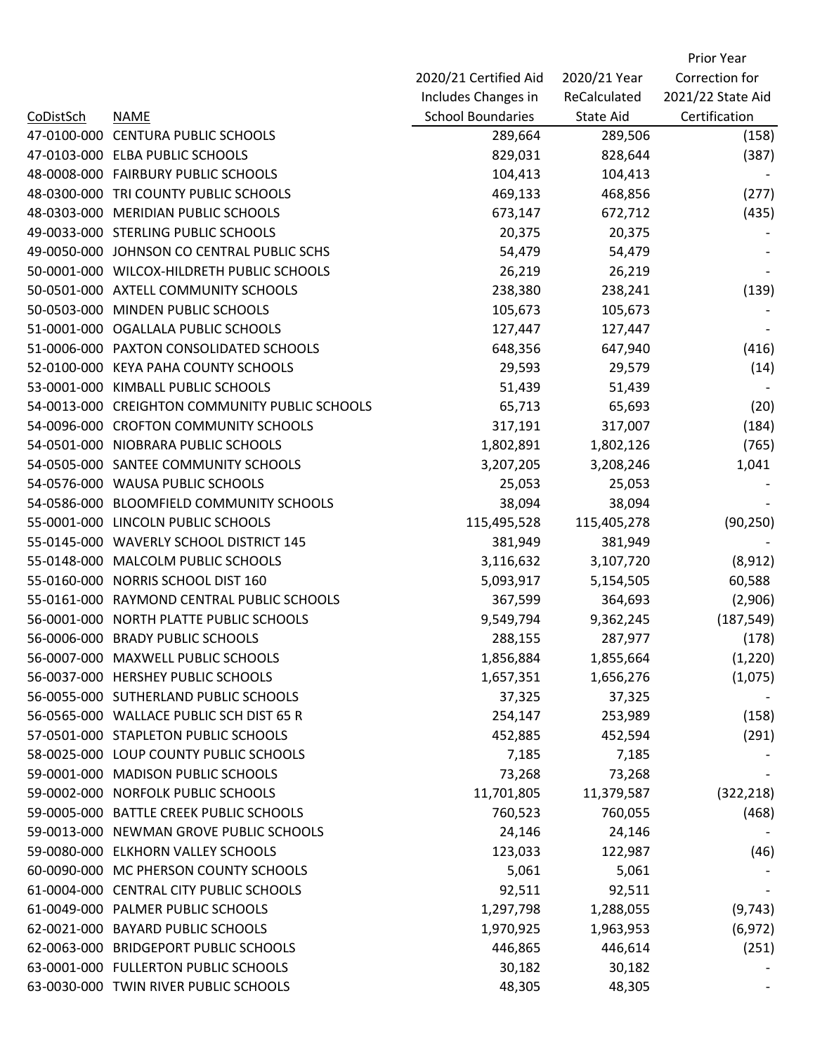| CoDistSch | NAME | 2020/21 Certified Aid Includes Changes in School Boundaries | 2020/21 Year ReCalculated State Aid | Prior Year Correction for 2021/22 State Aid Certification |
|---|---|---|---|---|
| 47-0100-000 | CENTURA PUBLIC SCHOOLS | 289,664 | 289,506 | (158) |
| 47-0103-000 | ELBA PUBLIC SCHOOLS | 829,031 | 828,644 | (387) |
| 48-0008-000 | FAIRBURY PUBLIC SCHOOLS | 104,413 | 104,413 | - |
| 48-0300-000 | TRI COUNTY PUBLIC SCHOOLS | 469,133 | 468,856 | (277) |
| 48-0303-000 | MERIDIAN PUBLIC SCHOOLS | 673,147 | 672,712 | (435) |
| 49-0033-000 | STERLING PUBLIC SCHOOLS | 20,375 | 20,375 | - |
| 49-0050-000 | JOHNSON CO CENTRAL PUBLIC SCHS | 54,479 | 54,479 | - |
| 50-0001-000 | WILCOX-HILDRETH PUBLIC SCHOOLS | 26,219 | 26,219 | - |
| 50-0501-000 | AXTELL COMMUNITY SCHOOLS | 238,380 | 238,241 | (139) |
| 50-0503-000 | MINDEN PUBLIC SCHOOLS | 105,673 | 105,673 | - |
| 51-0001-000 | OGALLALA PUBLIC SCHOOLS | 127,447 | 127,447 | - |
| 51-0006-000 | PAXTON CONSOLIDATED SCHOOLS | 648,356 | 647,940 | (416) |
| 52-0100-000 | KEYA PAHA COUNTY SCHOOLS | 29,593 | 29,579 | (14) |
| 53-0001-000 | KIMBALL PUBLIC SCHOOLS | 51,439 | 51,439 | - |
| 54-0013-000 | CREIGHTON COMMUNITY PUBLIC SCHOOLS | 65,713 | 65,693 | (20) |
| 54-0096-000 | CROFTON COMMUNITY SCHOOLS | 317,191 | 317,007 | (184) |
| 54-0501-000 | NIOBRARA PUBLIC SCHOOLS | 1,802,891 | 1,802,126 | (765) |
| 54-0505-000 | SANTEE COMMUNITY SCHOOLS | 3,207,205 | 3,208,246 | 1,041 |
| 54-0576-000 | WAUSA PUBLIC SCHOOLS | 25,053 | 25,053 | - |
| 54-0586-000 | BLOOMFIELD COMMUNITY SCHOOLS | 38,094 | 38,094 | - |
| 55-0001-000 | LINCOLN PUBLIC SCHOOLS | 115,495,528 | 115,405,278 | (90,250) |
| 55-0145-000 | WAVERLY SCHOOL DISTRICT 145 | 381,949 | 381,949 | - |
| 55-0148-000 | MALCOLM PUBLIC SCHOOLS | 3,116,632 | 3,107,720 | (8,912) |
| 55-0160-000 | NORRIS SCHOOL DIST 160 | 5,093,917 | 5,154,505 | 60,588 |
| 55-0161-000 | RAYMOND CENTRAL PUBLIC SCHOOLS | 367,599 | 364,693 | (2,906) |
| 56-0001-000 | NORTH PLATTE PUBLIC SCHOOLS | 9,549,794 | 9,362,245 | (187,549) |
| 56-0006-000 | BRADY PUBLIC SCHOOLS | 288,155 | 287,977 | (178) |
| 56-0007-000 | MAXWELL PUBLIC SCHOOLS | 1,856,884 | 1,855,664 | (1,220) |
| 56-0037-000 | HERSHEY PUBLIC SCHOOLS | 1,657,351 | 1,656,276 | (1,075) |
| 56-0055-000 | SUTHERLAND PUBLIC SCHOOLS | 37,325 | 37,325 | - |
| 56-0565-000 | WALLACE PUBLIC SCH DIST 65 R | 254,147 | 253,989 | (158) |
| 57-0501-000 | STAPLETON PUBLIC SCHOOLS | 452,885 | 452,594 | (291) |
| 58-0025-000 | LOUP COUNTY PUBLIC SCHOOLS | 7,185 | 7,185 | - |
| 59-0001-000 | MADISON PUBLIC SCHOOLS | 73,268 | 73,268 | - |
| 59-0002-000 | NORFOLK PUBLIC SCHOOLS | 11,701,805 | 11,379,587 | (322,218) |
| 59-0005-000 | BATTLE CREEK PUBLIC SCHOOLS | 760,523 | 760,055 | (468) |
| 59-0013-000 | NEWMAN GROVE PUBLIC SCHOOLS | 24,146 | 24,146 | - |
| 59-0080-000 | ELKHORN VALLEY SCHOOLS | 123,033 | 122,987 | (46) |
| 60-0090-000 | MC PHERSON COUNTY SCHOOLS | 5,061 | 5,061 | - |
| 61-0004-000 | CENTRAL CITY PUBLIC SCHOOLS | 92,511 | 92,511 | - |
| 61-0049-000 | PALMER PUBLIC SCHOOLS | 1,297,798 | 1,288,055 | (9,743) |
| 62-0021-000 | BAYARD PUBLIC SCHOOLS | 1,970,925 | 1,963,953 | (6,972) |
| 62-0063-000 | BRIDGEPORT PUBLIC SCHOOLS | 446,865 | 446,614 | (251) |
| 63-0001-000 | FULLERTON PUBLIC SCHOOLS | 30,182 | 30,182 | - |
| 63-0030-000 | TWIN RIVER PUBLIC SCHOOLS | 48,305 | 48,305 | - |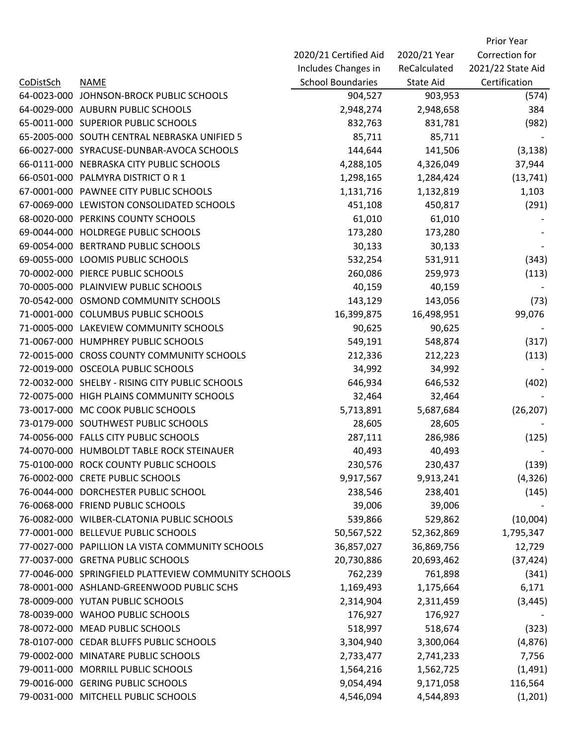| CoDistSch | NAME | 2020/21 Certified Aid Includes Changes in School Boundaries | 2020/21 Year ReCalculated State Aid | Prior Year Correction for 2021/22 State Aid Certification |
|---|---|---|---|---|
| 64-0023-000 | JOHNSON-BROCK PUBLIC SCHOOLS | 904,527 | 903,953 | (574) |
| 64-0029-000 | AUBURN PUBLIC SCHOOLS | 2,948,274 | 2,948,658 | 384 |
| 65-0011-000 | SUPERIOR PUBLIC SCHOOLS | 832,763 | 831,781 | (982) |
| 65-2005-000 | SOUTH CENTRAL NEBRASKA UNIFIED 5 | 85,711 | 85,711 | - |
| 66-0027-000 | SYRACUSE-DUNBAR-AVOCA SCHOOLS | 144,644 | 141,506 | (3,138) |
| 66-0111-000 | NEBRASKA CITY PUBLIC SCHOOLS | 4,288,105 | 4,326,049 | 37,944 |
| 66-0501-000 | PALMYRA DISTRICT O R 1 | 1,298,165 | 1,284,424 | (13,741) |
| 67-0001-000 | PAWNEE CITY PUBLIC SCHOOLS | 1,131,716 | 1,132,819 | 1,103 |
| 67-0069-000 | LEWISTON CONSOLIDATED SCHOOLS | 451,108 | 450,817 | (291) |
| 68-0020-000 | PERKINS COUNTY SCHOOLS | 61,010 | 61,010 | - |
| 69-0044-000 | HOLDREGE PUBLIC SCHOOLS | 173,280 | 173,280 | - |
| 69-0054-000 | BERTRAND PUBLIC SCHOOLS | 30,133 | 30,133 | - |
| 69-0055-000 | LOOMIS PUBLIC SCHOOLS | 532,254 | 531,911 | (343) |
| 70-0002-000 | PIERCE PUBLIC SCHOOLS | 260,086 | 259,973 | (113) |
| 70-0005-000 | PLAINVIEW PUBLIC SCHOOLS | 40,159 | 40,159 | - |
| 70-0542-000 | OSMOND COMMUNITY SCHOOLS | 143,129 | 143,056 | (73) |
| 71-0001-000 | COLUMBUS PUBLIC SCHOOLS | 16,399,875 | 16,498,951 | 99,076 |
| 71-0005-000 | LAKEVIEW COMMUNITY SCHOOLS | 90,625 | 90,625 | - |
| 71-0067-000 | HUMPHREY PUBLIC SCHOOLS | 549,191 | 548,874 | (317) |
| 72-0015-000 | CROSS COUNTY COMMUNITY SCHOOLS | 212,336 | 212,223 | (113) |
| 72-0019-000 | OSCEOLA PUBLIC SCHOOLS | 34,992 | 34,992 | - |
| 72-0032-000 | SHELBY - RISING CITY PUBLIC SCHOOLS | 646,934 | 646,532 | (402) |
| 72-0075-000 | HIGH PLAINS COMMUNITY SCHOOLS | 32,464 | 32,464 | - |
| 73-0017-000 | MC COOK PUBLIC SCHOOLS | 5,713,891 | 5,687,684 | (26,207) |
| 73-0179-000 | SOUTHWEST PUBLIC SCHOOLS | 28,605 | 28,605 | - |
| 74-0056-000 | FALLS CITY PUBLIC SCHOOLS | 287,111 | 286,986 | (125) |
| 74-0070-000 | HUMBOLDT TABLE ROCK STEINAUER | 40,493 | 40,493 | - |
| 75-0100-000 | ROCK COUNTY PUBLIC SCHOOLS | 230,576 | 230,437 | (139) |
| 76-0002-000 | CRETE PUBLIC SCHOOLS | 9,917,567 | 9,913,241 | (4,326) |
| 76-0044-000 | DORCHESTER PUBLIC SCHOOL | 238,546 | 238,401 | (145) |
| 76-0068-000 | FRIEND PUBLIC SCHOOLS | 39,006 | 39,006 | - |
| 76-0082-000 | WILBER-CLATONIA PUBLIC SCHOOLS | 539,866 | 529,862 | (10,004) |
| 77-0001-000 | BELLEVUE PUBLIC SCHOOLS | 50,567,522 | 52,362,869 | 1,795,347 |
| 77-0027-000 | PAPILLION LA VISTA COMMUNITY SCHOOLS | 36,857,027 | 36,869,756 | 12,729 |
| 77-0037-000 | GRETNA PUBLIC SCHOOLS | 20,730,886 | 20,693,462 | (37,424) |
| 77-0046-000 | SPRINGFIELD PLATTEVIEW COMMUNITY SCHOOLS | 762,239 | 761,898 | (341) |
| 78-0001-000 | ASHLAND-GREENWOOD PUBLIC SCHS | 1,169,493 | 1,175,664 | 6,171 |
| 78-0009-000 | YUTAN PUBLIC SCHOOLS | 2,314,904 | 2,311,459 | (3,445) |
| 78-0039-000 | WAHOO PUBLIC SCHOOLS | 176,927 | 176,927 | - |
| 78-0072-000 | MEAD PUBLIC SCHOOLS | 518,997 | 518,674 | (323) |
| 78-0107-000 | CEDAR BLUFFS PUBLIC SCHOOLS | 3,304,940 | 3,300,064 | (4,876) |
| 79-0002-000 | MINATARE PUBLIC SCHOOLS | 2,733,477 | 2,741,233 | 7,756 |
| 79-0011-000 | MORRILL PUBLIC SCHOOLS | 1,564,216 | 1,562,725 | (1,491) |
| 79-0016-000 | GERING PUBLIC SCHOOLS | 9,054,494 | 9,171,058 | 116,564 |
| 79-0031-000 | MITCHELL PUBLIC SCHOOLS | 4,546,094 | 4,544,893 | (1,201) |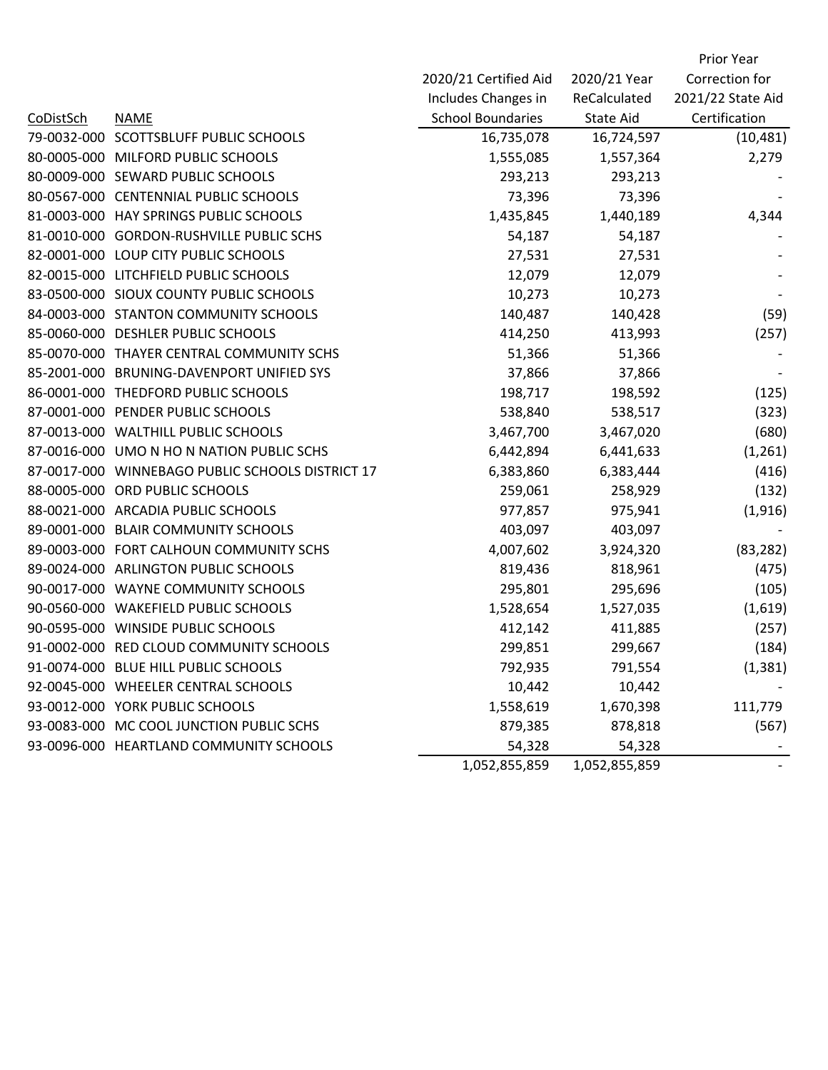| CoDistSch | NAME | 2020/21 Certified Aid Includes Changes in School Boundaries | 2020/21 Year ReCalculated State Aid | Prior Year Correction for 2021/22 State Aid Certification |
|---|---|---|---|---|
| 79-0032-000 | SCOTTSBLUFF PUBLIC SCHOOLS | 16,735,078 | 16,724,597 | (10,481) |
| 80-0005-000 | MILFORD PUBLIC SCHOOLS | 1,555,085 | 1,557,364 | 2,279 |
| 80-0009-000 | SEWARD PUBLIC SCHOOLS | 293,213 | 293,213 | - |
| 80-0567-000 | CENTENNIAL PUBLIC SCHOOLS | 73,396 | 73,396 | - |
| 81-0003-000 | HAY SPRINGS PUBLIC SCHOOLS | 1,435,845 | 1,440,189 | 4,344 |
| 81-0010-000 | GORDON-RUSHVILLE PUBLIC SCHS | 54,187 | 54,187 | - |
| 82-0001-000 | LOUP CITY PUBLIC SCHOOLS | 27,531 | 27,531 | - |
| 82-0015-000 | LITCHFIELD PUBLIC SCHOOLS | 12,079 | 12,079 | - |
| 83-0500-000 | SIOUX COUNTY PUBLIC SCHOOLS | 10,273 | 10,273 | - |
| 84-0003-000 | STANTON COMMUNITY SCHOOLS | 140,487 | 140,428 | (59) |
| 85-0060-000 | DESHLER PUBLIC SCHOOLS | 414,250 | 413,993 | (257) |
| 85-0070-000 | THAYER CENTRAL COMMUNITY SCHS | 51,366 | 51,366 | - |
| 85-2001-000 | BRUNING-DAVENPORT UNIFIED SYS | 37,866 | 37,866 | - |
| 86-0001-000 | THEDFORD PUBLIC SCHOOLS | 198,717 | 198,592 | (125) |
| 87-0001-000 | PENDER PUBLIC SCHOOLS | 538,840 | 538,517 | (323) |
| 87-0013-000 | WALTHILL PUBLIC SCHOOLS | 3,467,700 | 3,467,020 | (680) |
| 87-0016-000 | UMO N HO N NATION PUBLIC SCHS | 6,442,894 | 6,441,633 | (1,261) |
| 87-0017-000 | WINNEBAGO PUBLIC SCHOOLS DISTRICT 17 | 6,383,860 | 6,383,444 | (416) |
| 88-0005-000 | ORD PUBLIC SCHOOLS | 259,061 | 258,929 | (132) |
| 88-0021-000 | ARCADIA PUBLIC SCHOOLS | 977,857 | 975,941 | (1,916) |
| 89-0001-000 | BLAIR COMMUNITY SCHOOLS | 403,097 | 403,097 | - |
| 89-0003-000 | FORT CALHOUN COMMUNITY SCHS | 4,007,602 | 3,924,320 | (83,282) |
| 89-0024-000 | ARLINGTON PUBLIC SCHOOLS | 819,436 | 818,961 | (475) |
| 90-0017-000 | WAYNE COMMUNITY SCHOOLS | 295,801 | 295,696 | (105) |
| 90-0560-000 | WAKEFIELD PUBLIC SCHOOLS | 1,528,654 | 1,527,035 | (1,619) |
| 90-0595-000 | WINSIDE PUBLIC SCHOOLS | 412,142 | 411,885 | (257) |
| 91-0002-000 | RED CLOUD COMMUNITY SCHOOLS | 299,851 | 299,667 | (184) |
| 91-0074-000 | BLUE HILL PUBLIC SCHOOLS | 792,935 | 791,554 | (1,381) |
| 92-0045-000 | WHEELER CENTRAL SCHOOLS | 10,442 | 10,442 | - |
| 93-0012-000 | YORK PUBLIC SCHOOLS | 1,558,619 | 1,670,398 | 111,779 |
| 93-0083-000 | MC COOL JUNCTION PUBLIC SCHS | 879,385 | 878,818 | (567) |
| 93-0096-000 | HEARTLAND COMMUNITY SCHOOLS | 54,328 | 54,328 | - |
| | | 1,052,855,859 | 1,052,855,859 | - |